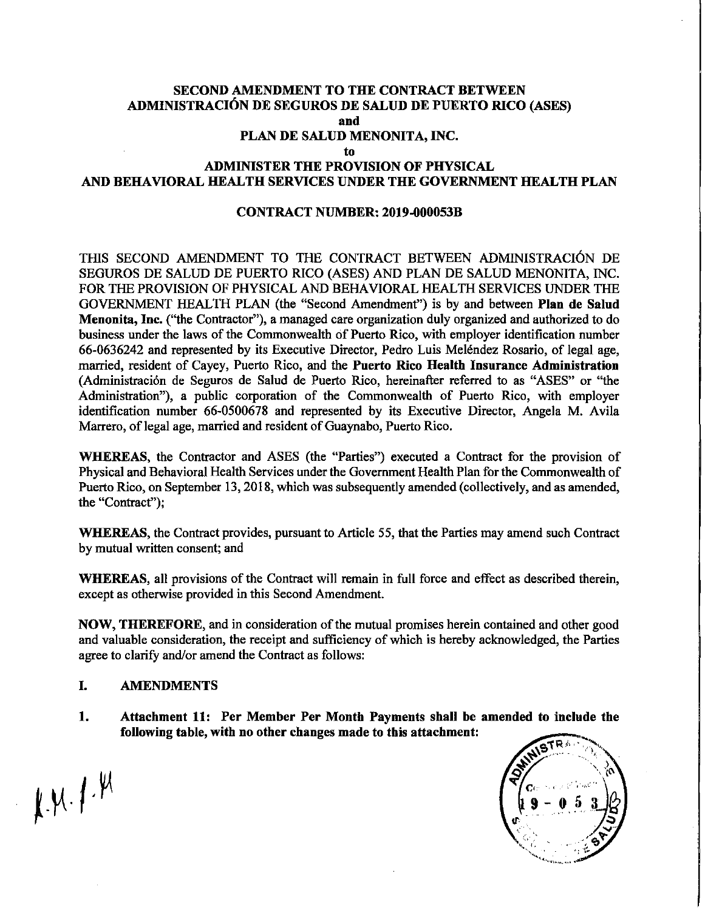# SECOND AMENDMENT TO THE CONTRACT BETWEEN ADMINISTRACIÓN DE SEGUROS DE SALUD DE PUERTO RICO (ASES) and PLAN DE SALUD MENONITA, INC. to ADMINISTER THE PROVISION OF PHYSICAL AND BEHAVIORAL HEALTH SERVICES UNDER THE GOVERNMENT HEALTH PLAN

## CONTRACT NUMBER: 2019-000053B

THIS SECOND AMENDMENT TO THE CONTRACT BETWEEN ADMINISTRACIÓN DE SEGUROS DE SALUD DE PUERTO RICO (ASES) AND PLAN DE SALUD MENONITA, INC. FOR THE PROVISION OF PHYSICAL AND BEHAVIORAL HEALTH SERVICES UNDER THE GOVERNMENT HEALTH PLAN (the "Second Amendment") is by and between **Plan de Salud Menonita, Inc.** ("the Contractor"), a managed care organization duly organized and authorized to do business under the laws of the Commonwealth of Puerto Rico, with employer identification number 66-0636242 and represented by its Executive Director, Pedro Luis Meléndez Rosario, of legal age, married, resident of Cayey, Puerto Rico, and the **Puerto Rico Health Insurance Administration** (Administración de Seguros de Salud de Puerto Rico, hereinafter referred to as "ASES" or "the Administration"), a public corporation of the Commonwealth of Puerto Rico, with employer identification number 66-0500678 and represented by its Executive Director, Angela M. Avila Marrero, of legal age, married and resident of Guaynabo, Puerto Rico.

**WHEREAS**, the Contractor and ASES (the "Parties") executed a Contract for the provision of Physical and Behavioral Health Services under the Government Health Plan for the Commonwealth of Puerto Rico, on September 13, 2018, which was subsequently amended (collectively, and as amended, the "Contract");

**WHEREAS**, the Contract provides, pursuant to Article 55, that the Parties may amend such Contract by mutual written consent; and

**WHEREAS**, all provisions of the Contract will remain in full force and effect as described therein, except as otherwise provided in this Second Amendment.

**NOW, THEREFORE**, and in consideration of the mutual promises herein contained and other good and valuable consideration, the receipt and sufficiency of which is hereby acknowledged, the Parties agree to clarify and/or amend the Contract as follows:

## I. AMENDMENTS

1. **Attachment 11: Per Member Per Month Payments shall be amended to include the following table, with no other changes made to this attachment:**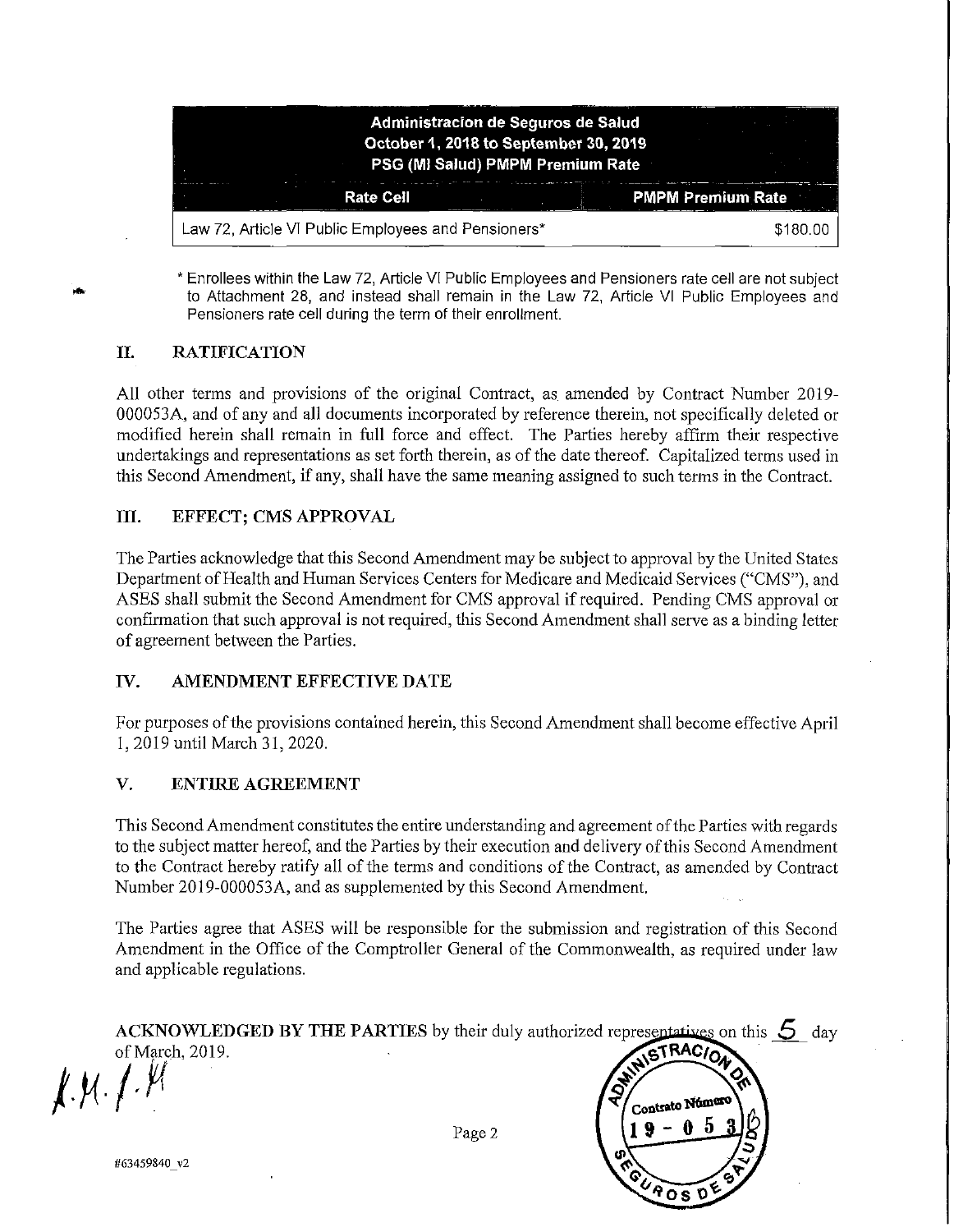| Administracion de Seguros de Salud<br>October 1, 2018 to September 30, 2019<br>PSG (MI Salud) PMPM Premium Rate | |
|---|---|
| **Rate Cell** | **PMPM Premium Rate** |
| Law 72, Article VI Public Employees and Pensioners* | $180.00 |

* Enrollees within the Law 72, Article VI Public Employees and Pensioners rate cell are not subject to Attachment 28, and instead shall remain in the Law 72, Article VI Public Employees and Pensioners rate cell during the term of their enrollment.

## II. RATIFICATION

All other terms and provisions of the original Contract, as amended by Contract Number 2019-000053A, and of any and all documents incorporated by reference therein, not specifically deleted or modified herein shall remain in full force and effect. The Parties hereby affirm their respective undertakings and representations as set forth therein, as of the date thereof. Capitalized terms used in this Second Amendment, if any, shall have the same meaning assigned to such terms in the Contract.

## III. EFFECT; CMS APPROVAL

The Parties acknowledge that this Second Amendment may be subject to approval by the United States Department of Health and Human Services Centers for Medicare and Medicaid Services ("CMS"), and ASES shall submit the Second Amendment for CMS approval if required. Pending CMS approval or confirmation that such approval is not required, this Second Amendment shall serve as a binding letter of agreement between the Parties.

## IV. AMENDMENT EFFECTIVE DATE

For purposes of the provisions contained herein, this Second Amendment shall become effective April 1, 2019 until March 31, 2020.

## V. ENTIRE AGREEMENT

This Second Amendment constitutes the entire understanding and agreement of the Parties with regards to the subject matter hereof, and the Parties by their execution and delivery of this Second Amendment to the Contract hereby ratify all of the terms and conditions of the Contract, as amended by Contract Number 2019-000053A, and as supplemented by this Second Amendment.

The Parties agree that ASES will be responsible for the submission and registration of this Second Amendment in the Office of the Comptroller General of the Commonwealth, as required under law and applicable regulations.

**ACKNOWLEDGED BY THE PARTIES** by their duly authorized representatives on this 5 day of March, 2019.

Administracion de Seguros de Salud — Contrato Número 19-053B

#63459840_v2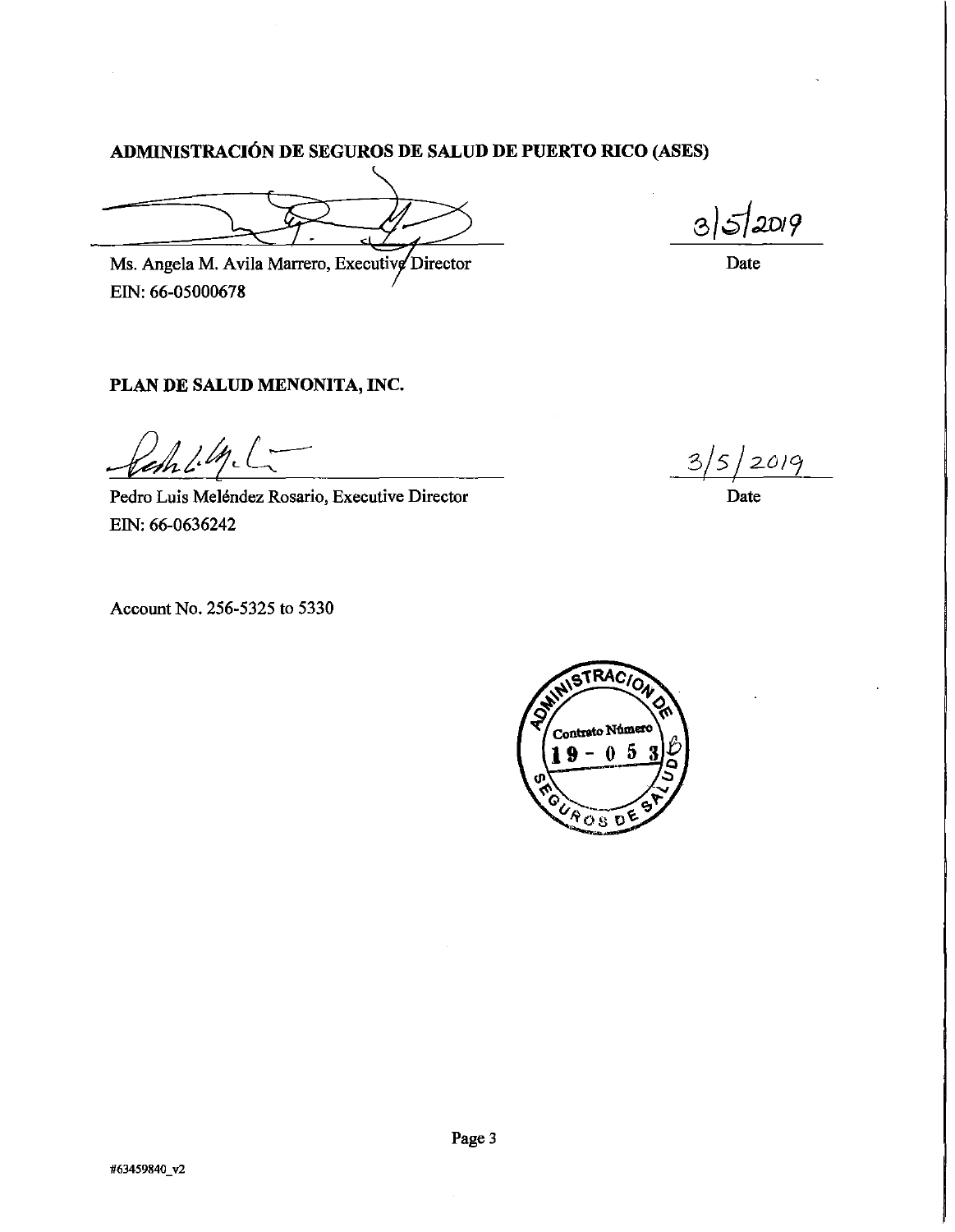**ADMINISTRACIÓN DE SEGUROS DE SALUD DE PUERTO RICO (ASES)**

Ms. Angela M. Avila Marrero, Executive Director
EIN: 66-05000678

3/5/2019
Date

**PLAN DE SALUD MENONITA, INC.**

Pedro Luis Meléndez Rosario, Executive Director
EIN: 66-0636242

3/5/2019
Date

Account No. 256-5325 to 5330

ADMINISTRACION DE SEGUROS DE SALUD
Contrato Número
19 - 053

#63459840_v2